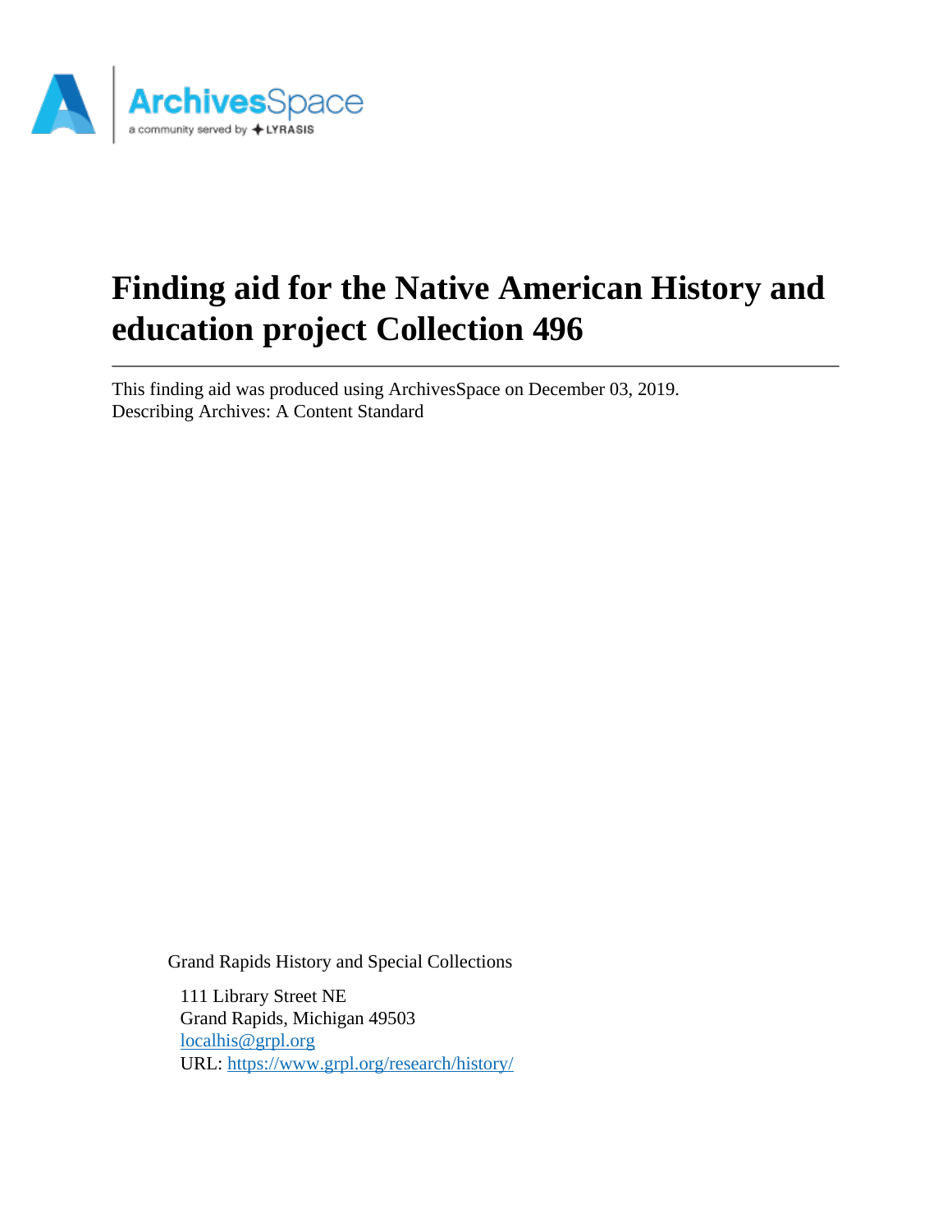# Finding aid for the Native American History and education project Collection 496

This finding aid was produced using ArchivesSpace on December 03, 2019.
Describing Archives: A Content Standard

Grand Rapids History and Special Collections

111 Library Street NE
Grand Rapids, Michigan 49503
localhis@grpl.org
URL: https://www.grpl.org/research/history/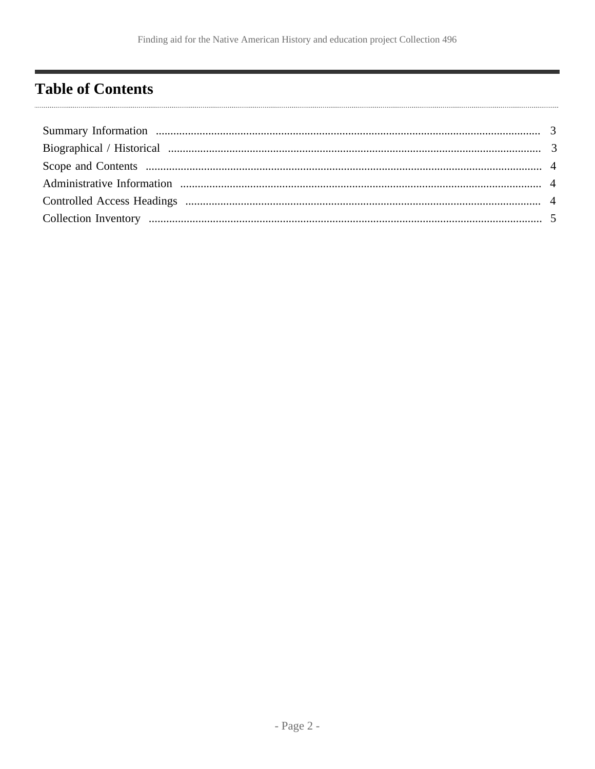## Table of Contents

- Summary Information ........ 3
- Biographical / Historical ........ 3
- Scope and Contents ........ 4
- Administrative Information ........ 4
- Controlled Access Headings ........ 4
- Collection Inventory ........ 5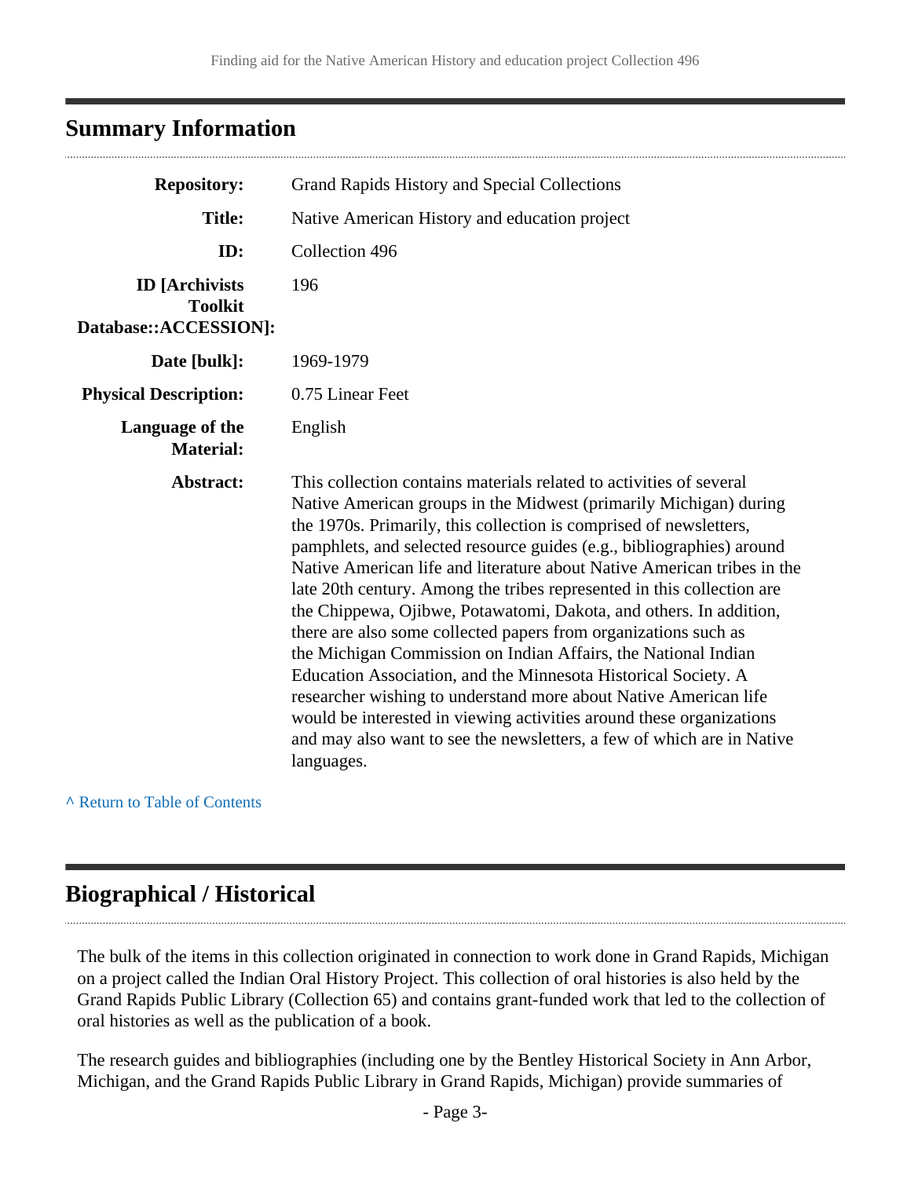## Summary Information

| | |
|---|---|
| **Repository:** | Grand Rapids History and Special Collections |
| **Title:** | Native American History and education project |
| **ID:** | Collection 496 |
| **ID [Archivists Toolkit Database::ACCESSION]:** | 196 |
| **Date [bulk]:** | 1969-1979 |
| **Physical Description:** | 0.75 Linear Feet |
| **Language of the Material:** | English |
| **Abstract:** | This collection contains materials related to activities of several Native American groups in the Midwest (primarily Michigan) during the 1970s. Primarily, this collection is comprised of newsletters, pamphlets, and selected resource guides (e.g., bibliographies) around Native American life and literature about Native American tribes in the late 20th century. Among the tribes represented in this collection are the Chippewa, Ojibwe, Potawatomi, Dakota, and others. In addition, there are also some collected papers from organizations such as the Michigan Commission on Indian Affairs, the National Indian Education Association, and the Minnesota Historical Society. A researcher wishing to understand more about Native American life would be interested in viewing activities around these organizations and may also want to see the newsletters, a few of which are in Native languages. |

^ Return to Table of Contents

## Biographical / Historical

The bulk of the items in this collection originated in connection to work done in Grand Rapids, Michigan on a project called the Indian Oral History Project. This collection of oral histories is also held by the Grand Rapids Public Library (Collection 65) and contains grant-funded work that led to the collection of oral histories as well as the publication of a book.

The research guides and bibliographies (including one by the Bentley Historical Society in Ann Arbor, Michigan, and the Grand Rapids Public Library in Grand Rapids, Michigan) provide summaries of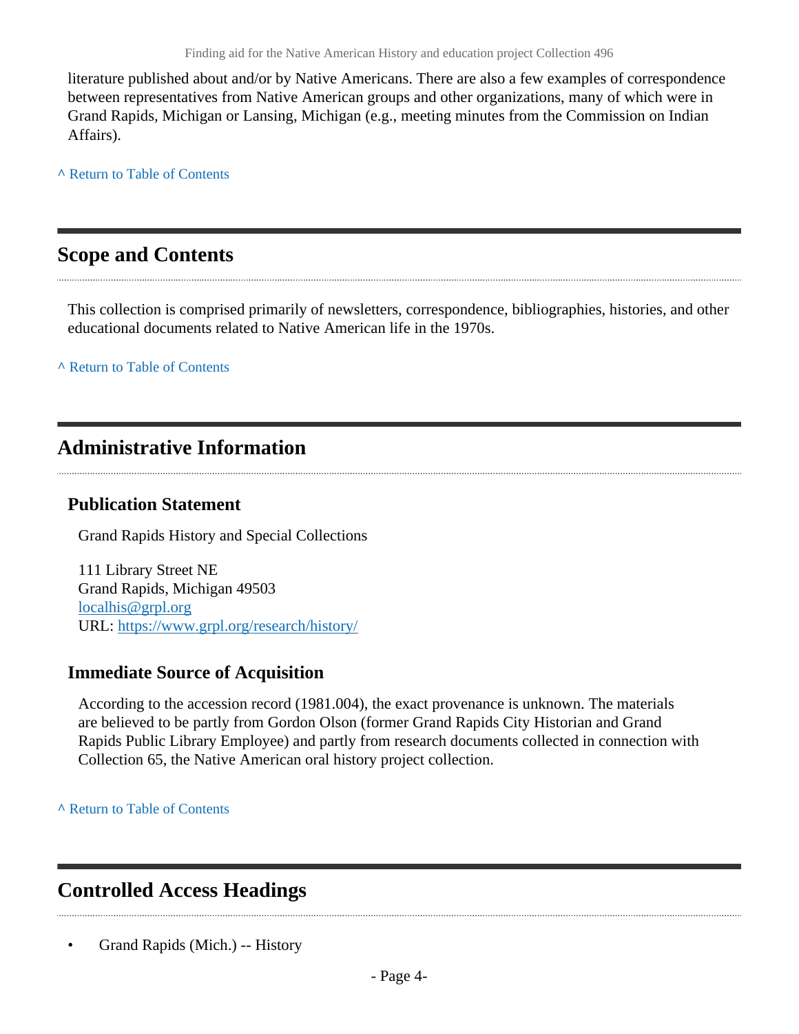literature published about and/or by Native Americans. There are also a few examples of correspondence between representatives from Native American groups and other organizations, many of which were in Grand Rapids, Michigan or Lansing, Michigan (e.g., meeting minutes from the Commission on Indian Affairs).

^ Return to Table of Contents

## Scope and Contents

This collection is comprised primarily of newsletters, correspondence, bibliographies, histories, and other educational documents related to Native American life in the 1970s.

^ Return to Table of Contents

## Administrative Information

### Publication Statement

Grand Rapids History and Special Collections

111 Library Street NE
Grand Rapids, Michigan 49503
localhis@grpl.org
URL: https://www.grpl.org/research/history/

### Immediate Source of Acquisition

According to the accession record (1981.004), the exact provenance is unknown. The materials are believed to be partly from Gordon Olson (former Grand Rapids City Historian and Grand Rapids Public Library Employee) and partly from research documents collected in connection with Collection 65, the Native American oral history project collection.

^ Return to Table of Contents

## Controlled Access Headings

- Grand Rapids (Mich.) -- History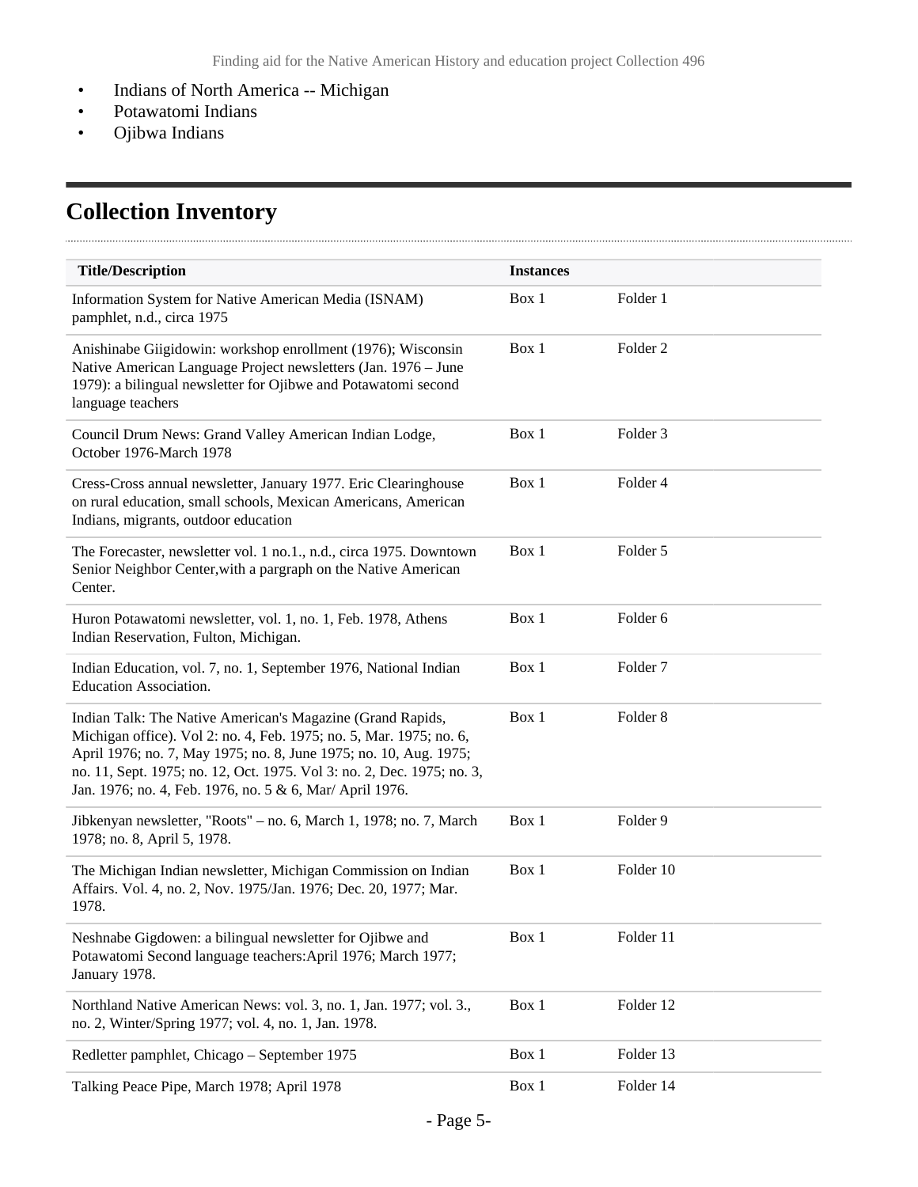- Indians of North America -- Michigan
- Potawatomi Indians
- Ojibwa Indians

## Collection Inventory

| Title/Description | Instances | |
|---|---|---|
| Information System for Native American Media (ISNAM) pamphlet, n.d., circa 1975 | Box 1 | Folder 1 |
| Anishinabe Giigidowin: workshop enrollment (1976); Wisconsin Native American Language Project newsletters (Jan. 1976 – June 1979): a bilingual newsletter for Ojibwe and Potawatomi second language teachers | Box 1 | Folder 2 |
| Council Drum News: Grand Valley American Indian Lodge, October 1976-March 1978 | Box 1 | Folder 3 |
| Cress-Cross annual newsletter, January 1977. Eric Clearinghouse on rural education, small schools, Mexican Americans, American Indians, migrants, outdoor education | Box 1 | Folder 4 |
| The Forecaster, newsletter vol. 1 no.1., n.d., circa 1975. Downtown Senior Neighbor Center,with a pargraph on the Native American Center. | Box 1 | Folder 5 |
| Huron Potawatomi newsletter, vol. 1, no. 1, Feb. 1978, Athens Indian Reservation, Fulton, Michigan. | Box 1 | Folder 6 |
| Indian Education, vol. 7, no. 1, September 1976, National Indian Education Association. | Box 1 | Folder 7 |
| Indian Talk: The Native American's Magazine (Grand Rapids, Michigan office). Vol 2: no. 4, Feb. 1975; no. 5, Mar. 1975; no. 6, April 1976; no. 7, May 1975; no. 8, June 1975; no. 10, Aug. 1975; no. 11, Sept. 1975; no. 12, Oct. 1975. Vol 3: no. 2, Dec. 1975; no. 3, Jan. 1976; no. 4, Feb. 1976, no. 5 & 6, Mar/ April 1976. | Box 1 | Folder 8 |
| Jibkenyan newsletter, "Roots" – no. 6, March 1, 1978; no. 7, March 1978; no. 8, April 5, 1978. | Box 1 | Folder 9 |
| The Michigan Indian newsletter, Michigan Commission on Indian Affairs. Vol. 4, no. 2, Nov. 1975/Jan. 1976; Dec. 20, 1977; Mar. 1978. | Box 1 | Folder 10 |
| Neshnabe Gigdowen: a bilingual newsletter for Ojibwe and Potawatomi Second language teachers:April 1976; March 1977; January 1978. | Box 1 | Folder 11 |
| Northland Native American News: vol. 3, no. 1, Jan. 1977; vol. 3., no. 2, Winter/Spring 1977; vol. 4, no. 1, Jan. 1978. | Box 1 | Folder 12 |
| Redletter pamphlet, Chicago – September 1975 | Box 1 | Folder 13 |
| Talking Peace Pipe, March 1978; April 1978 | Box 1 | Folder 14 |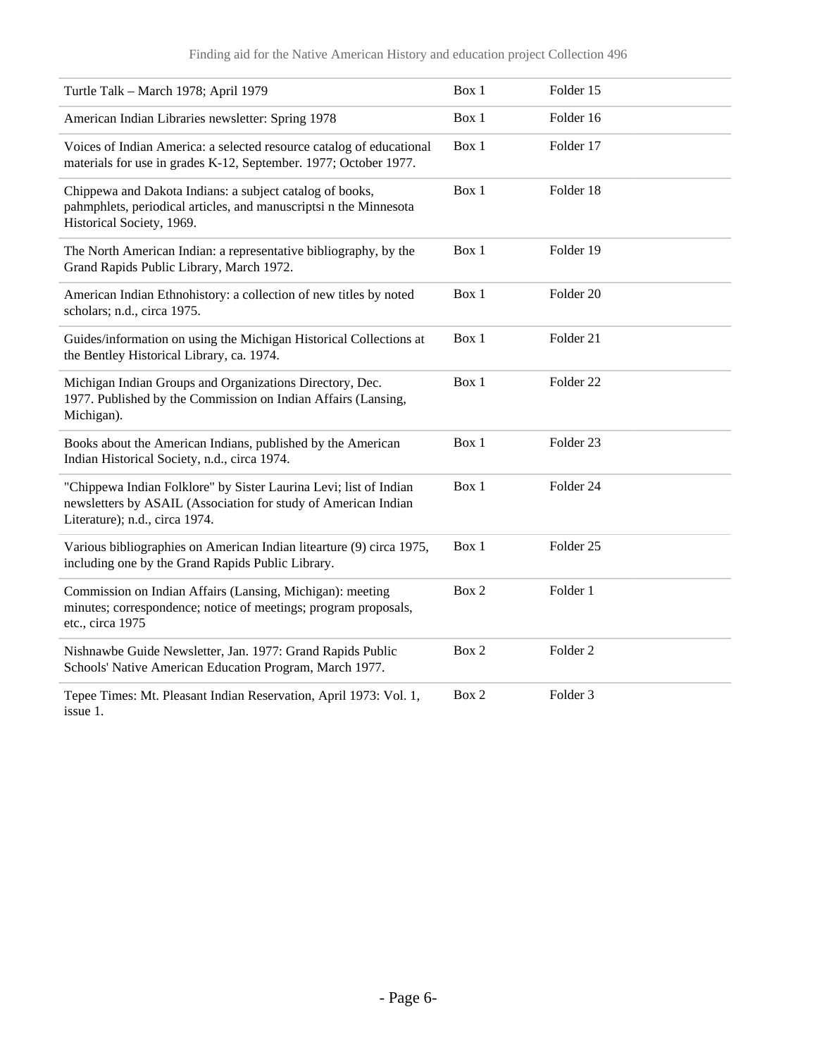| | | |
|---|---|---|
| Turtle Talk – March 1978; April 1979 | Box 1 | Folder 15 |
| American Indian Libraries newsletter: Spring 1978 | Box 1 | Folder 16 |
| Voices of Indian America: a selected resource catalog of educational materials for use in grades K-12, September. 1977; October 1977. | Box 1 | Folder 17 |
| Chippewa and Dakota Indians: a subject catalog of books, pahmphlets, periodical articles, and manuscriptsi n the Minnesota Historical Society, 1969. | Box 1 | Folder 18 |
| The North American Indian: a representative bibliography, by the Grand Rapids Public Library, March 1972. | Box 1 | Folder 19 |
| American Indian Ethnohistory: a collection of new titles by noted scholars; n.d., circa 1975. | Box 1 | Folder 20 |
| Guides/information on using the Michigan Historical Collections at the Bentley Historical Library, ca. 1974. | Box 1 | Folder 21 |
| Michigan Indian Groups and Organizations Directory, Dec. 1977. Published by the Commission on Indian Affairs (Lansing, Michigan). | Box 1 | Folder 22 |
| Books about the American Indians, published by the American Indian Historical Society, n.d., circa 1974. | Box 1 | Folder 23 |
| "Chippewa Indian Folklore" by Sister Laurina Levi; list of Indian newsletters by ASAIL (Association for study of American Indian Literature); n.d., circa 1974. | Box 1 | Folder 24 |
| Various bibliographies on American Indian litearture (9) circa 1975, including one by the Grand Rapids Public Library. | Box 1 | Folder 25 |
| Commission on Indian Affairs (Lansing, Michigan): meeting minutes; correspondence; notice of meetings; program proposals, etc., circa 1975 | Box 2 | Folder 1 |
| Nishnawbe Guide Newsletter, Jan. 1977: Grand Rapids Public Schools' Native American Education Program, March 1977. | Box 2 | Folder 2 |
| Tepee Times: Mt. Pleasant Indian Reservation, April 1973: Vol. 1, issue 1. | Box 2 | Folder 3 |